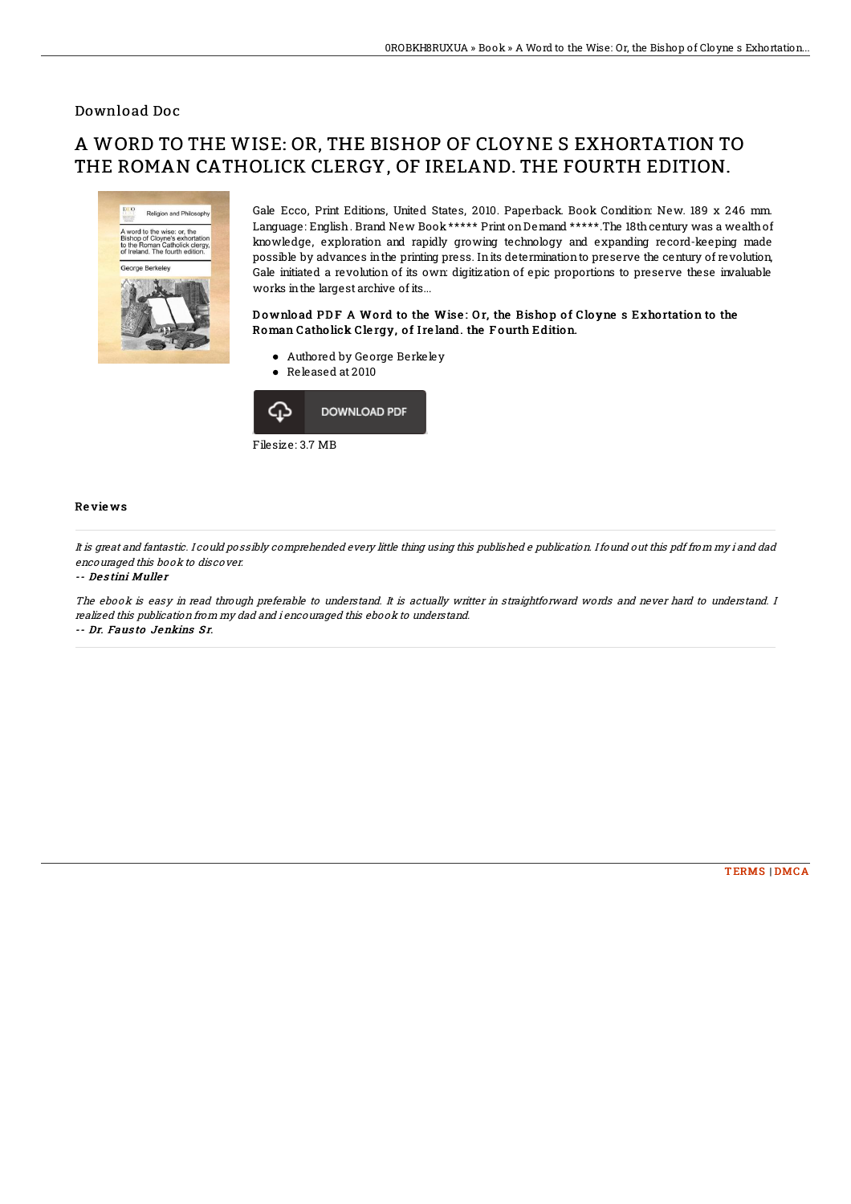Download Doc

# A WORD TO THE WISE: OR, THE BISHOP OF CLOYNE S EXHORTATION TO THE ROMAN CATHOLICK CLERGY, OF IRELAND. THE FOURTH EDITION.

Gale Ecco, Print Editions, United States, 2010. Paperback. Book Condition: New. 189 x 246 mm. Language: English . Brand New Book \*\*\*\*\* Print on Demand \*\*\*\*\*.The 18th century was a wealth of knowledge, exploration and rapidly growing technology and expanding record-keeping made possible by advances in the printing press. In its determination to preserve the century of revolution, Gale initiated a revolution of its own: digitization of epic proportions to preserve these invaluable works in the largest archive of its...

### Download PDF A Word to the Wise: Or, the Bishop of Cloyne s Exhortation to the Roman Catholick Clergy, of Ireland. the Fourth Edition.

- Authored by George Berkeley
- Released at 2010

DOWNLOAD PDF

Filesize: 3.7 MB

## Reviews

*It is great and fantastic. I could possibly comprehended every little thing using this published e publication. I found out this pdf from my i and dad encouraged this book to discover.*

*-- Destini Muller*

*The ebook is easy in read through preferable to understand. It is actually writter in straightforward words and never hard to understand. I realized this publication from my dad and i encouraged this ebook to understand.*

*-- Dr. Fausto Jenkins Sr.*

TERMS | DMCA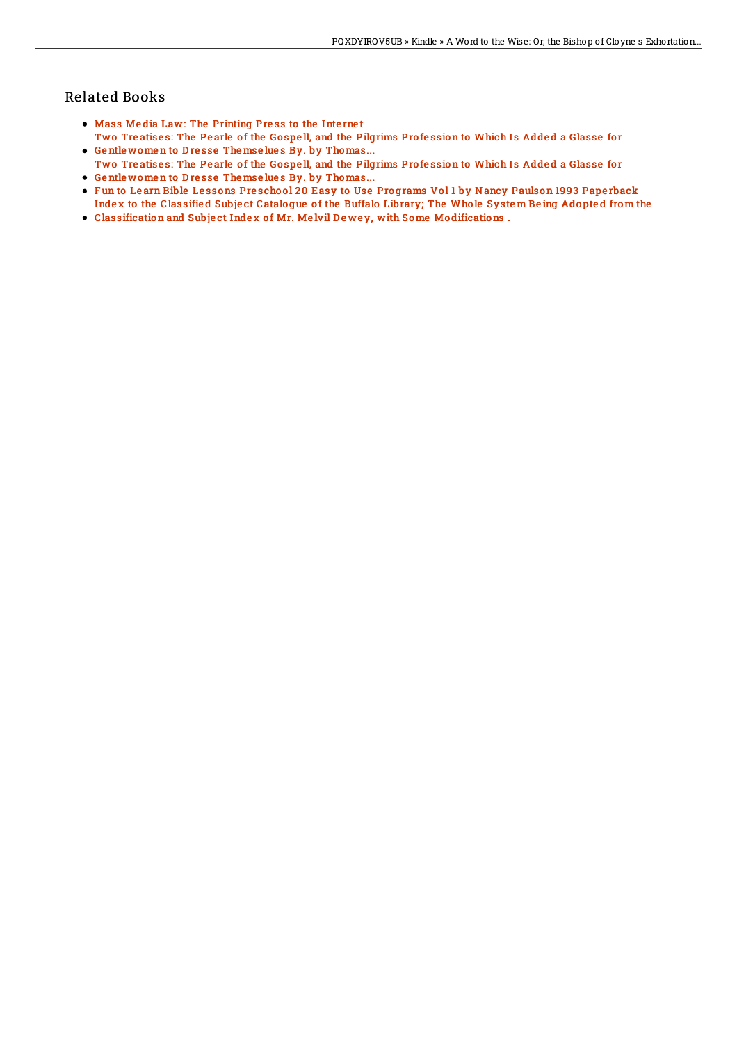## Related Books

- Mass Media Law: The Printing Press to the Internet
- Two Treatises: The Pearle of the Gospell, and the Pilgrims Profession to Which Is Added a Glasse for Gentlewomen to Dresse Themselues By. by Thomas...
- Two Treatises: The Pearle of the Gospell, and the Pilgrims Profession to Which Is Added a Glasse for Gentlewomen to Dresse Themselues By. by Thomas...
- Fun to Learn Bible Lessons Preschool 20 Easy to Use Programs Vol 1 by Nancy Paulson 1993 Paperback
- Index to the Classified Subject Catalogue of the Buffalo Library; The Whole System Being Adopted from the Classification and Subject Index of Mr. Melvil Dewey, with Some Modifications .